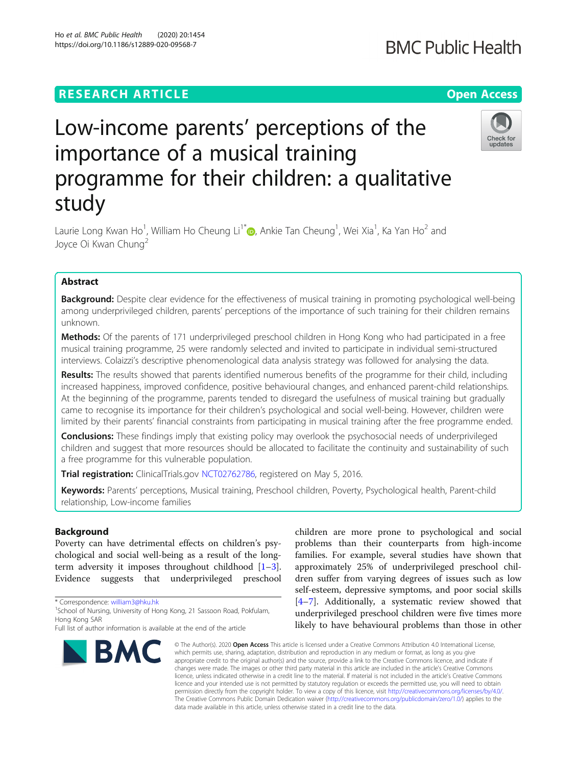RESEARCH ARTICLE

Open Access

# Low-income parents' perceptions of the importance of a musical training programme for their children: a qualitative study

Laurie Long Kwan Ho[1], William Ho Cheung Li[1*], Ankie Tan Cheung[1], Wei Xia[1], Ka Yan Ho[2] and Joyce Oi Kwan Chung[2]

## Abstract

**Background:** Despite clear evidence for the effectiveness of musical training in promoting psychological well-being among underprivileged children, parents' perceptions of the importance of such training for their children remains unknown.

**Methods:** Of the parents of 171 underprivileged preschool children in Hong Kong who had participated in a free musical training programme, 25 were randomly selected and invited to participate in individual semi-structured interviews. Colaizzi's descriptive phenomenological data analysis strategy was followed for analysing the data.

**Results:** The results showed that parents identified numerous benefits of the programme for their child, including increased happiness, improved confidence, positive behavioural changes, and enhanced parent-child relationships. At the beginning of the programme, parents tended to disregard the usefulness of musical training but gradually came to recognise its importance for their children's psychological and social well-being. However, children were limited by their parents' financial constraints from participating in musical training after the free programme ended.

**Conclusions:** These findings imply that existing policy may overlook the psychosocial needs of underprivileged children and suggest that more resources should be allocated to facilitate the continuity and sustainability of such a free programme for this vulnerable population.

**Trial registration:** ClinicalTrials.gov NCT02762786, registered on May 5, 2016.

**Keywords:** Parents' perceptions, Musical training, Preschool children, Poverty, Psychological health, Parent-child relationship, Low-income families

## Background

Poverty can have detrimental effects on children's psychological and social well-being as a result of the long-term adversity it imposes throughout childhood [1–3]. Evidence suggests that underprivileged preschool children are more prone to psychological and social problems than their counterparts from high-income families. For example, several studies have shown that approximately 25% of underprivileged preschool children suffer from varying degrees of issues such as low self-esteem, depressive symptoms, and poor social skills [4–7]. Additionally, a systematic review showed that underprivileged preschool children were five times more likely to have behavioural problems than those in other

\* Correspondence: william3@hku.hk
[1]School of Nursing, University of Hong Kong, 21 Sassoon Road, Pokfulam, Hong Kong SAR
Full list of author information is available at the end of the article

© The Author(s). 2020 **Open Access** This article is licensed under a Creative Commons Attribution 4.0 International License, which permits use, sharing, adaptation, distribution and reproduction in any medium or format, as long as you give appropriate credit to the original author(s) and the source, provide a link to the Creative Commons licence, and indicate if changes were made. The images or other third party material in this article are included in the article's Creative Commons licence, unless indicated otherwise in a credit line to the material. If material is not included in the article's Creative Commons licence and your intended use is not permitted by statutory regulation or exceeds the permitted use, you will need to obtain permission directly from the copyright holder. To view a copy of this licence, visit http://creativecommons.org/licenses/by/4.0/. The Creative Commons Public Domain Dedication waiver (http://creativecommons.org/publicdomain/zero/1.0/) applies to the data made available in this article, unless otherwise stated in a credit line to the data.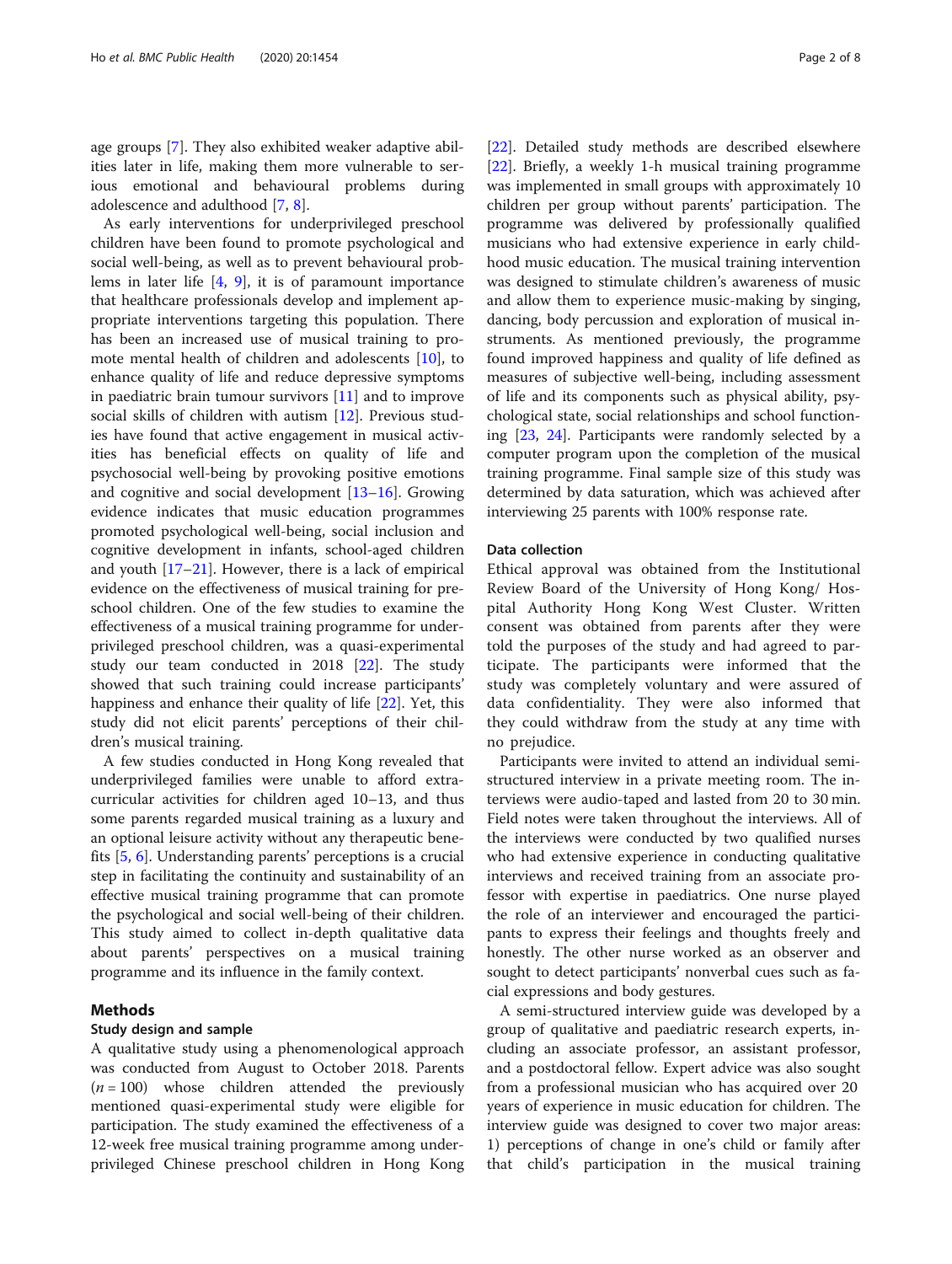age groups [7]. They also exhibited weaker adaptive abilities later in life, making them more vulnerable to serious emotional and behavioural problems during adolescence and adulthood [7, 8].

As early interventions for underprivileged preschool children have been found to promote psychological and social well-being, as well as to prevent behavioural problems in later life [4, 9], it is of paramount importance that healthcare professionals develop and implement appropriate interventions targeting this population. There has been an increased use of musical training to promote mental health of children and adolescents [10], to enhance quality of life and reduce depressive symptoms in paediatric brain tumour survivors [11] and to improve social skills of children with autism [12]. Previous studies have found that active engagement in musical activities has beneficial effects on quality of life and psychosocial well-being by provoking positive emotions and cognitive and social development [13–16]. Growing evidence indicates that music education programmes promoted psychological well-being, social inclusion and cognitive development in infants, school-aged children and youth [17–21]. However, there is a lack of empirical evidence on the effectiveness of musical training for preschool children. One of the few studies to examine the effectiveness of a musical training programme for underprivileged preschool children, was a quasi-experimental study our team conducted in 2018 [22]. The study showed that such training could increase participants' happiness and enhance their quality of life [22]. Yet, this study did not elicit parents' perceptions of their children's musical training.

A few studies conducted in Hong Kong revealed that underprivileged families were unable to afford extracurricular activities for children aged 10–13, and thus some parents regarded musical training as a luxury and an optional leisure activity without any therapeutic benefits [5, 6]. Understanding parents' perceptions is a crucial step in facilitating the continuity and sustainability of an effective musical training programme that can promote the psychological and social well-being of their children. This study aimed to collect in-depth qualitative data about parents' perspectives on a musical training programme and its influence in the family context.

## Methods

### Study design and sample

A qualitative study using a phenomenological approach was conducted from August to October 2018. Parents ($n = 100$) whose children attended the previously mentioned quasi-experimental study were eligible for participation. The study examined the effectiveness of a 12-week free musical training programme among underprivileged Chinese preschool children in Hong Kong [22]. Detailed study methods are described elsewhere [22]. Briefly, a weekly 1-h musical training programme was implemented in small groups with approximately 10 children per group without parents' participation. The programme was delivered by professionally qualified musicians who had extensive experience in early childhood music education. The musical training intervention was designed to stimulate children's awareness of music and allow them to experience music-making by singing, dancing, body percussion and exploration of musical instruments. As mentioned previously, the programme found improved happiness and quality of life defined as measures of subjective well-being, including assessment of life and its components such as physical ability, psychological state, social relationships and school functioning [23, 24]. Participants were randomly selected by a computer program upon the completion of the musical training programme. Final sample size of this study was determined by data saturation, which was achieved after interviewing 25 parents with 100% response rate.

### Data collection

Ethical approval was obtained from the Institutional Review Board of the University of Hong Kong/ Hospital Authority Hong Kong West Cluster. Written consent was obtained from parents after they were told the purposes of the study and had agreed to participate. The participants were informed that the study was completely voluntary and were assured of data confidentiality. They were also informed that they could withdraw from the study at any time with no prejudice.

Participants were invited to attend an individual semi-structured interview in a private meeting room. The interviews were audio-taped and lasted from 20 to 30 min. Field notes were taken throughout the interviews. All of the interviews were conducted by two qualified nurses who had extensive experience in conducting qualitative interviews and received training from an associate professor with expertise in paediatrics. One nurse played the role of an interviewer and encouraged the participants to express their feelings and thoughts freely and honestly. The other nurse worked as an observer and sought to detect participants' nonverbal cues such as facial expressions and body gestures.

A semi-structured interview guide was developed by a group of qualitative and paediatric research experts, including an associate professor, an assistant professor, and a postdoctoral fellow. Expert advice was also sought from a professional musician who has acquired over 20 years of experience in music education for children. The interview guide was designed to cover two major areas: 1) perceptions of change in one's child or family after that child's participation in the musical training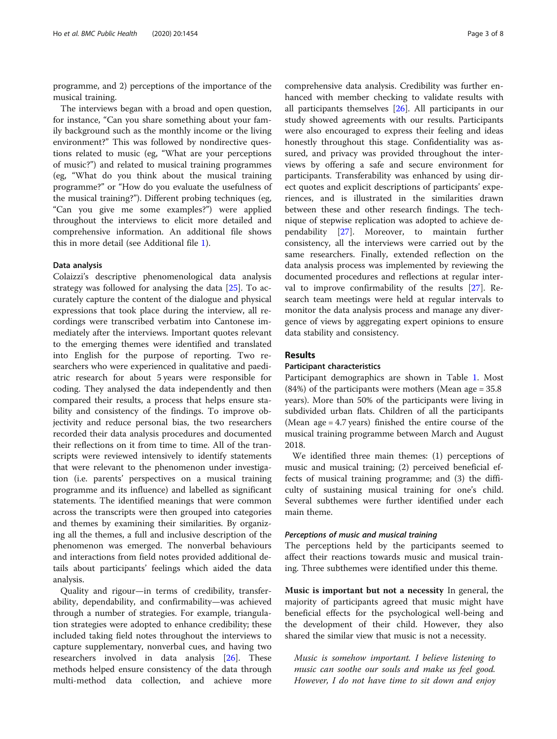programme, and 2) perceptions of the importance of the musical training.

The interviews began with a broad and open question, for instance, "Can you share something about your family background such as the monthly income or the living environment?" This was followed by nondirective questions related to music (eg, "What are your perceptions of music?") and related to musical training programmes (eg, "What do you think about the musical training programme?" or "How do you evaluate the usefulness of the musical training?"). Different probing techniques (eg, "Can you give me some examples?") were applied throughout the interviews to elicit more detailed and comprehensive information. An additional file shows this in more detail (see Additional file 1).

### Data analysis

Colaizzi's descriptive phenomenological data analysis strategy was followed for analysing the data [25]. To accurately capture the content of the dialogue and physical expressions that took place during the interview, all recordings were transcribed verbatim into Cantonese immediately after the interviews. Important quotes relevant to the emerging themes were identified and translated into English for the purpose of reporting. Two researchers who were experienced in qualitative and paediatric research for about 5 years were responsible for coding. They analysed the data independently and then compared their results, a process that helps ensure stability and consistency of the findings. To improve objectivity and reduce personal bias, the two researchers recorded their data analysis procedures and documented their reflections on it from time to time. All of the transcripts were reviewed intensively to identify statements that were relevant to the phenomenon under investigation (i.e. parents' perspectives on a musical training programme and its influence) and labelled as significant statements. The identified meanings that were common across the transcripts were then grouped into categories and themes by examining their similarities. By organizing all the themes, a full and inclusive description of the phenomenon was emerged. The nonverbal behaviours and interactions from field notes provided additional details about participants' feelings which aided the data analysis.

Quality and rigour—in terms of credibility, transferability, dependability, and confirmability—was achieved through a number of strategies. For example, triangulation strategies were adopted to enhance credibility; these included taking field notes throughout the interviews to capture supplementary, nonverbal cues, and having two researchers involved in data analysis [26]. These methods helped ensure consistency of the data through multi-method data collection, and achieve more comprehensive data analysis. Credibility was further enhanced with member checking to validate results with all participants themselves [26]. All participants in our study showed agreements with our results. Participants were also encouraged to express their feeling and ideas honestly throughout this stage. Confidentiality was assured, and privacy was provided throughout the interviews by offering a safe and secure environment for participants. Transferability was enhanced by using direct quotes and explicit descriptions of participants' experiences, and is illustrated in the similarities drawn between these and other research findings. The technique of stepwise replication was adopted to achieve dependability [27]. Moreover, to maintain further consistency, all the interviews were carried out by the same researchers. Finally, extended reflection on the data analysis process was implemented by reviewing the documented procedures and reflections at regular interval to improve confirmability of the results [27]. Research team meetings were held at regular intervals to monitor the data analysis process and manage any divergence of views by aggregating expert opinions to ensure data stability and consistency.

## Results

### Participant characteristics

Participant demographics are shown in Table 1. Most (84%) of the participants were mothers (Mean age = 35.8 years). More than 50% of the participants were living in subdivided urban flats. Children of all the participants (Mean age = 4.7 years) finished the entire course of the musical training programme between March and August 2018.

We identified three main themes: (1) perceptions of music and musical training; (2) perceived beneficial effects of musical training programme; and (3) the difficulty of sustaining musical training for one's child. Several subthemes were further identified under each main theme.

#### *Perceptions of music and musical training*

The perceptions held by the participants seemed to affect their reactions towards music and musical training. Three subthemes were identified under this theme.

**Music is important but not a necessity** In general, the majority of participants agreed that music might have beneficial effects for the psychological well-being and the development of their child. However, they also shared the similar view that music is not a necessity.

> *Music is somehow important. I believe listening to music can soothe our souls and make us feel good. However, I do not have time to sit down and enjoy*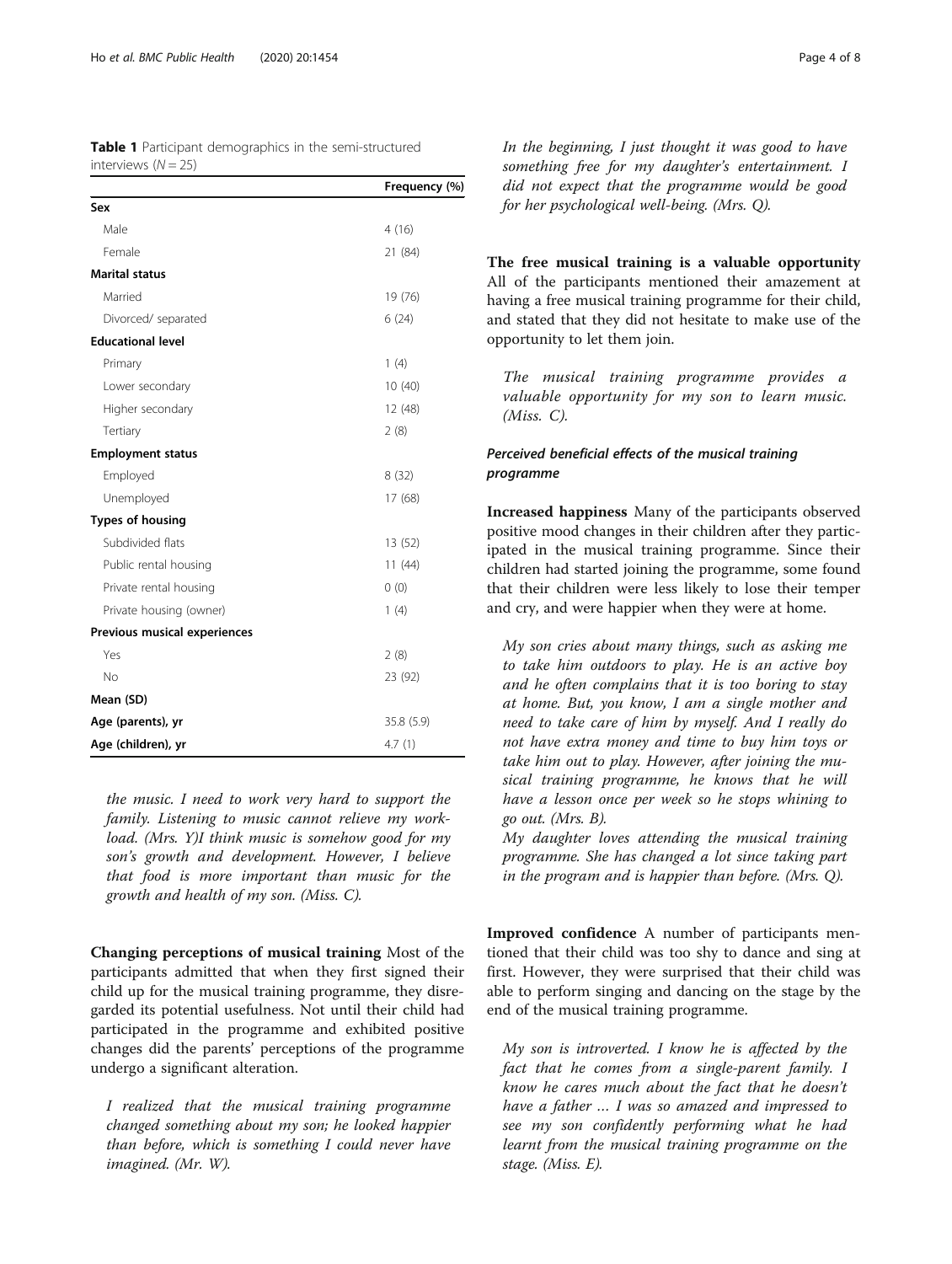**Table 1** Participant demographics in the semi-structured interviews ($N = 25$)

| | Frequency (%) |
|---|---|
| **Sex** | |
| Male | 4 (16) |
| Female | 21 (84) |
| **Marital status** | |
| Married | 19 (76) |
| Divorced/ separated | 6 (24) |
| **Educational level** | |
| Primary | 1 (4) |
| Lower secondary | 10 (40) |
| Higher secondary | 12 (48) |
| Tertiary | 2 (8) |
| **Employment status** | |
| Employed | 8 (32) |
| Unemployed | 17 (68) |
| **Types of housing** | |
| Subdivided flats | 13 (52) |
| Public rental housing | 11 (44) |
| Private rental housing | 0 (0) |
| Private housing (owner) | 1 (4) |
| **Previous musical experiences** | |
| Yes | 2 (8) |
| No | 23 (92) |
| **Mean (SD)** | |
| **Age (parents), yr** | 35.8 (5.9) |
| **Age (children), yr** | 4.7 (1) |

*the music. I need to work very hard to support the family. Listening to music cannot relieve my workload. (Mrs. Y)I think music is somehow good for my son's growth and development. However, I believe that food is more important than music for the growth and health of my son. (Miss. C).*

**Changing perceptions of musical training** Most of the participants admitted that when they first signed their child up for the musical training programme, they disregarded its potential usefulness. Not until their child had participated in the programme and exhibited positive changes did the parents' perceptions of the programme undergo a significant alteration.

> *I realized that the musical training programme changed something about my son; he looked happier than before, which is something I could never have imagined. (Mr. W).*

> *In the beginning, I just thought it was good to have something free for my daughter's entertainment. I did not expect that the programme would be good for her psychological well-being. (Mrs. Q).*

**The free musical training is a valuable opportunity** All of the participants mentioned their amazement at having a free musical training programme for their child, and stated that they did not hesitate to make use of the opportunity to let them join.

> *The musical training programme provides a valuable opportunity for my son to learn music. (Miss. C).*

#### *Perceived beneficial effects of the musical training programme*

**Increased happiness** Many of the participants observed positive mood changes in their children after they participated in the musical training programme. Since their children had started joining the programme, some found that their children were less likely to lose their temper and cry, and were happier when they were at home.

> *My son cries about many things, such as asking me to take him outdoors to play. He is an active boy and he often complains that it is too boring to stay at home. But, you know, I am a single mother and need to take care of him by myself. And I really do not have extra money and time to buy him toys or take him out to play. However, after joining the musical training programme, he knows that he will have a lesson once per week so he stops whining to go out. (Mrs. B).*
> *My daughter loves attending the musical training programme. She has changed a lot since taking part in the program and is happier than before. (Mrs. Q).*

**Improved confidence** A number of participants mentioned that their child was too shy to dance and sing at first. However, they were surprised that their child was able to perform singing and dancing on the stage by the end of the musical training programme.

> *My son is introverted. I know he is affected by the fact that he comes from a single-parent family. I know he cares much about the fact that he doesn't have a father … I was so amazed and impressed to see my son confidently performing what he had learnt from the musical training programme on the stage. (Miss. E).*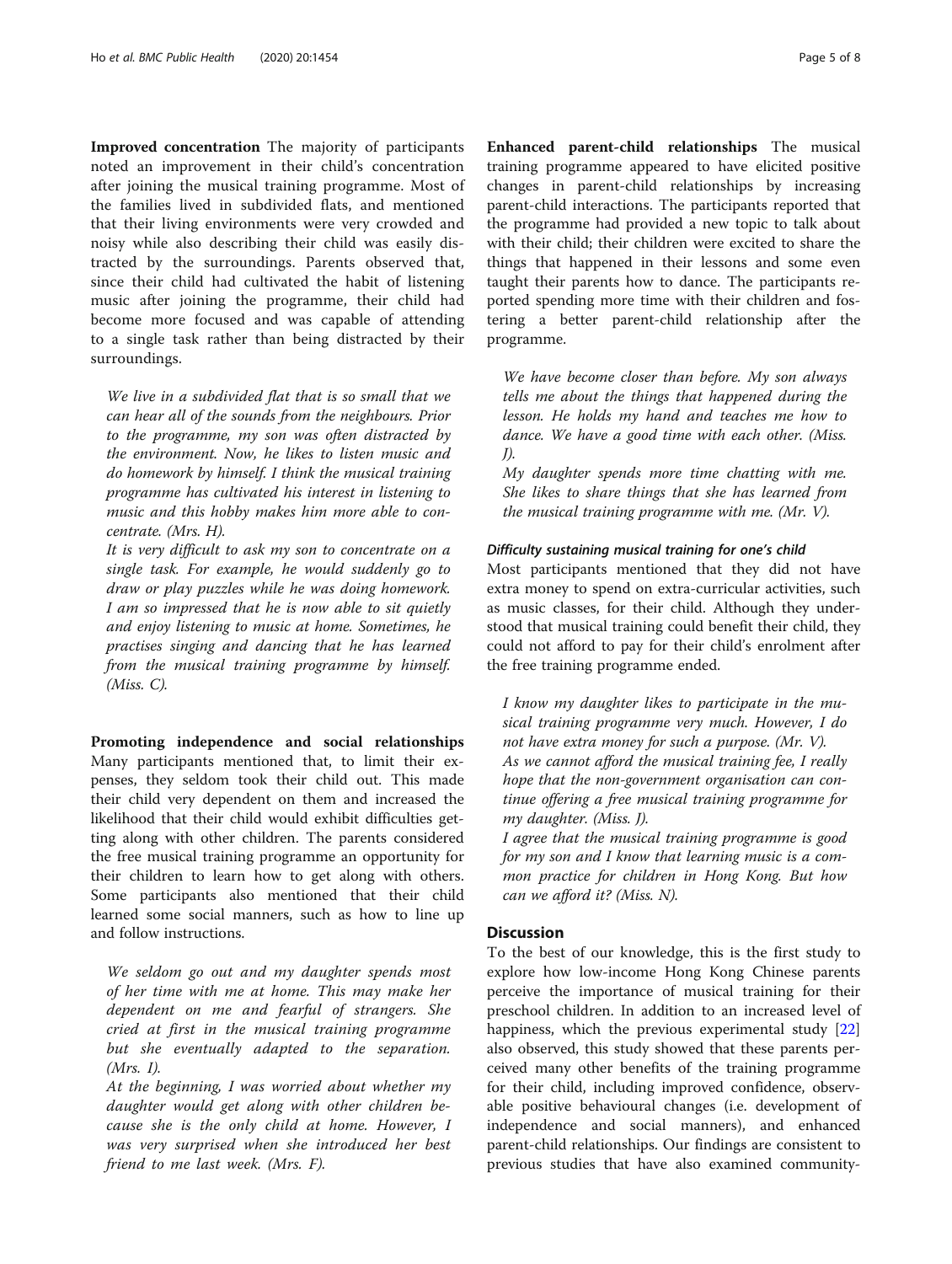**Improved concentration** The majority of participants noted an improvement in their child's concentration after joining the musical training programme. Most of the families lived in subdivided flats, and mentioned that their living environments were very crowded and noisy while also describing their child was easily distracted by the surroundings. Parents observed that, since their child had cultivated the habit of listening music after joining the programme, their child had become more focused and was capable of attending to a single task rather than being distracted by their surroundings.

> *We live in a subdivided flat that is so small that we can hear all of the sounds from the neighbours. Prior to the programme, my son was often distracted by the environment. Now, he likes to listen music and do homework by himself. I think the musical training programme has cultivated his interest in listening to music and this hobby makes him more able to concentrate. (Mrs. H).*
>
> *It is very difficult to ask my son to concentrate on a single task. For example, he would suddenly go to draw or play puzzles while he was doing homework. I am so impressed that he is now able to sit quietly and enjoy listening to music at home. Sometimes, he practises singing and dancing that he has learned from the musical training programme by himself. (Miss. C).*

**Promoting independence and social relationships** Many participants mentioned that, to limit their expenses, they seldom took their child out. This made their child very dependent on them and increased the likelihood that their child would exhibit difficulties getting along with other children. The parents considered the free musical training programme an opportunity for their children to learn how to get along with others. Some participants also mentioned that their child learned some social manners, such as how to line up and follow instructions.

> *We seldom go out and my daughter spends most of her time with me at home. This may make her dependent on me and fearful of strangers. She cried at first in the musical training programme but she eventually adapted to the separation. (Mrs. I).*
>
> *At the beginning, I was worried about whether my daughter would get along with other children because she is the only child at home. However, I was very surprised when she introduced her best friend to me last week. (Mrs. F).*

**Enhanced parent-child relationships** The musical training programme appeared to have elicited positive changes in parent-child relationships by increasing parent-child interactions. The participants reported that the programme had provided a new topic to talk about with their child; their children were excited to share the things that happened in their lessons and some even taught their parents how to dance. The participants reported spending more time with their children and fostering a better parent-child relationship after the programme.

> *We have become closer than before. My son always tells me about the things that happened during the lesson. He holds my hand and teaches me how to dance. We have a good time with each other. (Miss. J).*
>
> *My daughter spends more time chatting with me. She likes to share things that she has learned from the musical training programme with me. (Mr. V).*

#### *Difficulty sustaining musical training for one's child*

Most participants mentioned that they did not have extra money to spend on extra-curricular activities, such as music classes, for their child. Although they understood that musical training could benefit their child, they could not afford to pay for their child's enrolment after the free training programme ended.

> *I know my daughter likes to participate in the musical training programme very much. However, I do not have extra money for such a purpose. (Mr. V).*
>
> *As we cannot afford the musical training fee, I really hope that the non-government organisation can continue offering a free musical training programme for my daughter. (Miss. J).*
>
> *I agree that the musical training programme is good for my son and I know that learning music is a common practice for children in Hong Kong. But how can we afford it? (Miss. N).*

## Discussion

To the best of our knowledge, this is the first study to explore how low-income Hong Kong Chinese parents perceive the importance of musical training for their preschool children. In addition to an increased level of happiness, which the previous experimental study [22] also observed, this study showed that these parents perceived many other benefits of the training programme for their child, including improved confidence, observable positive behavioural changes (i.e. development of independence and social manners), and enhanced parent-child relationships. Our findings are consistent to previous studies that have also examined community-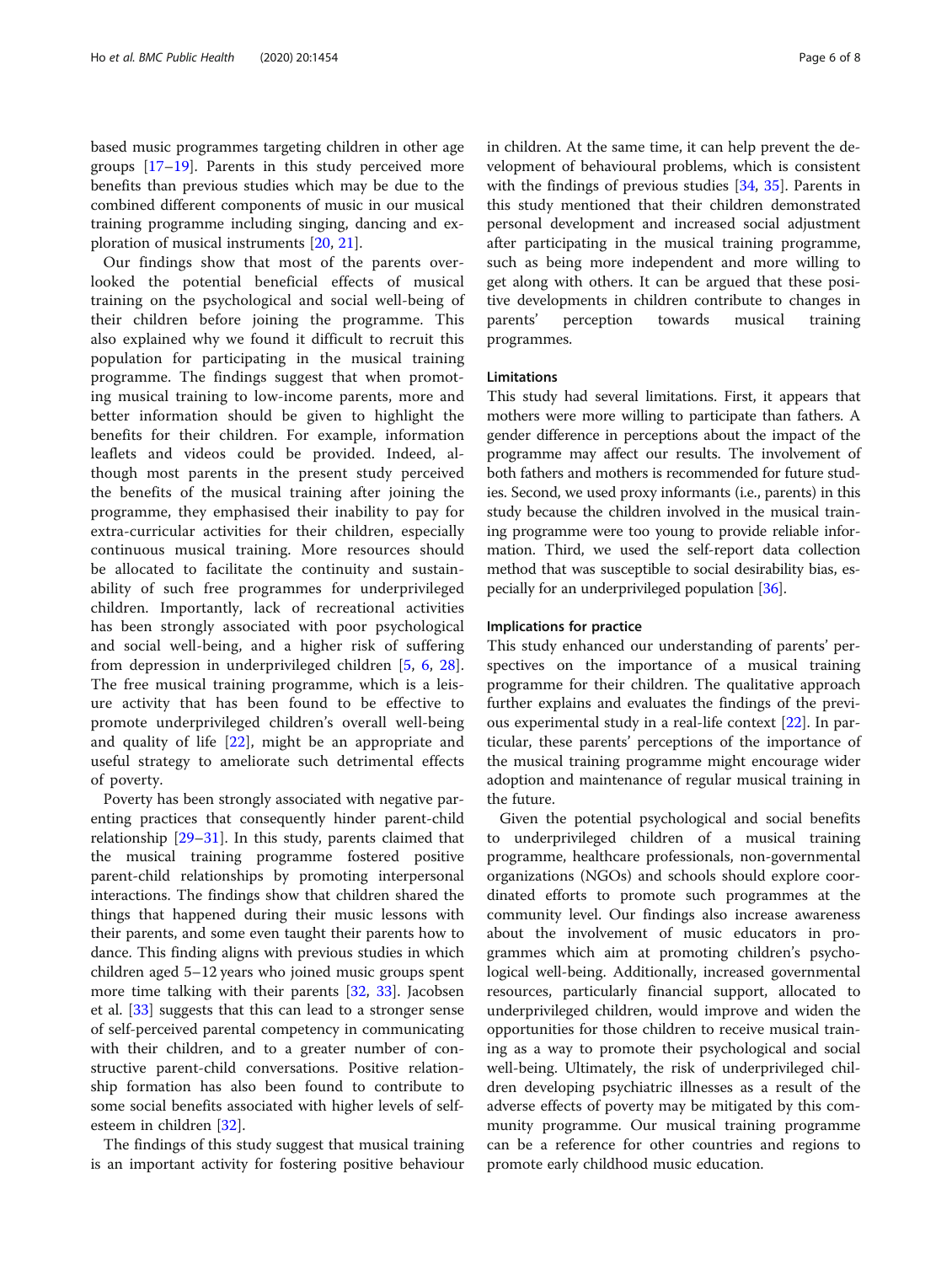based music programmes targeting children in other age groups [17–19]. Parents in this study perceived more benefits than previous studies which may be due to the combined different components of music in our musical training programme including singing, dancing and exploration of musical instruments [20, 21].

Our findings show that most of the parents overlooked the potential beneficial effects of musical training on the psychological and social well-being of their children before joining the programme. This also explained why we found it difficult to recruit this population for participating in the musical training programme. The findings suggest that when promoting musical training to low-income parents, more and better information should be given to highlight the benefits for their children. For example, information leaflets and videos could be provided. Indeed, although most parents in the present study perceived the benefits of the musical training after joining the programme, they emphasised their inability to pay for extra-curricular activities for their children, especially continuous musical training. More resources should be allocated to facilitate the continuity and sustainability of such free programmes for underprivileged children. Importantly, lack of recreational activities has been strongly associated with poor psychological and social well-being, and a higher risk of suffering from depression in underprivileged children [5, 6, 28]. The free musical training programme, which is a leisure activity that has been found to be effective to promote underprivileged children's overall well-being and quality of life [22], might be an appropriate and useful strategy to ameliorate such detrimental effects of poverty.

Poverty has been strongly associated with negative parenting practices that consequently hinder parent-child relationship [29–31]. In this study, parents claimed that the musical training programme fostered positive parent-child relationships by promoting interpersonal interactions. The findings show that children shared the things that happened during their music lessons with their parents, and some even taught their parents how to dance. This finding aligns with previous studies in which children aged 5–12 years who joined music groups spent more time talking with their parents [32, 33]. Jacobsen et al. [33] suggests that this can lead to a stronger sense of self-perceived parental competency in communicating with their children, and to a greater number of constructive parent-child conversations. Positive relationship formation has also been found to contribute to some social benefits associated with higher levels of self-esteem in children [32].

The findings of this study suggest that musical training is an important activity for fostering positive behaviour in children. At the same time, it can help prevent the development of behavioural problems, which is consistent with the findings of previous studies [34, 35]. Parents in this study mentioned that their children demonstrated personal development and increased social adjustment after participating in the musical training programme, such as being more independent and more willing to get along with others. It can be argued that these positive developments in children contribute to changes in parents' perception towards musical training programmes.

### Limitations

This study had several limitations. First, it appears that mothers were more willing to participate than fathers. A gender difference in perceptions about the impact of the programme may affect our results. The involvement of both fathers and mothers is recommended for future studies. Second, we used proxy informants (i.e., parents) in this study because the children involved in the musical training programme were too young to provide reliable information. Third, we used the self-report data collection method that was susceptible to social desirability bias, especially for an underprivileged population [36].

### Implications for practice

This study enhanced our understanding of parents' perspectives on the importance of a musical training programme for their children. The qualitative approach further explains and evaluates the findings of the previous experimental study in a real-life context [22]. In particular, these parents' perceptions of the importance of the musical training programme might encourage wider adoption and maintenance of regular musical training in the future.

Given the potential psychological and social benefits to underprivileged children of a musical training programme, healthcare professionals, non-governmental organizations (NGOs) and schools should explore coordinated efforts to promote such programmes at the community level. Our findings also increase awareness about the involvement of music educators in programmes which aim at promoting children's psychological well-being. Additionally, increased governmental resources, particularly financial support, allocated to underprivileged children, would improve and widen the opportunities for those children to receive musical training as a way to promote their psychological and social well-being. Ultimately, the risk of underprivileged children developing psychiatric illnesses as a result of the adverse effects of poverty may be mitigated by this community programme. Our musical training programme can be a reference for other countries and regions to promote early childhood music education.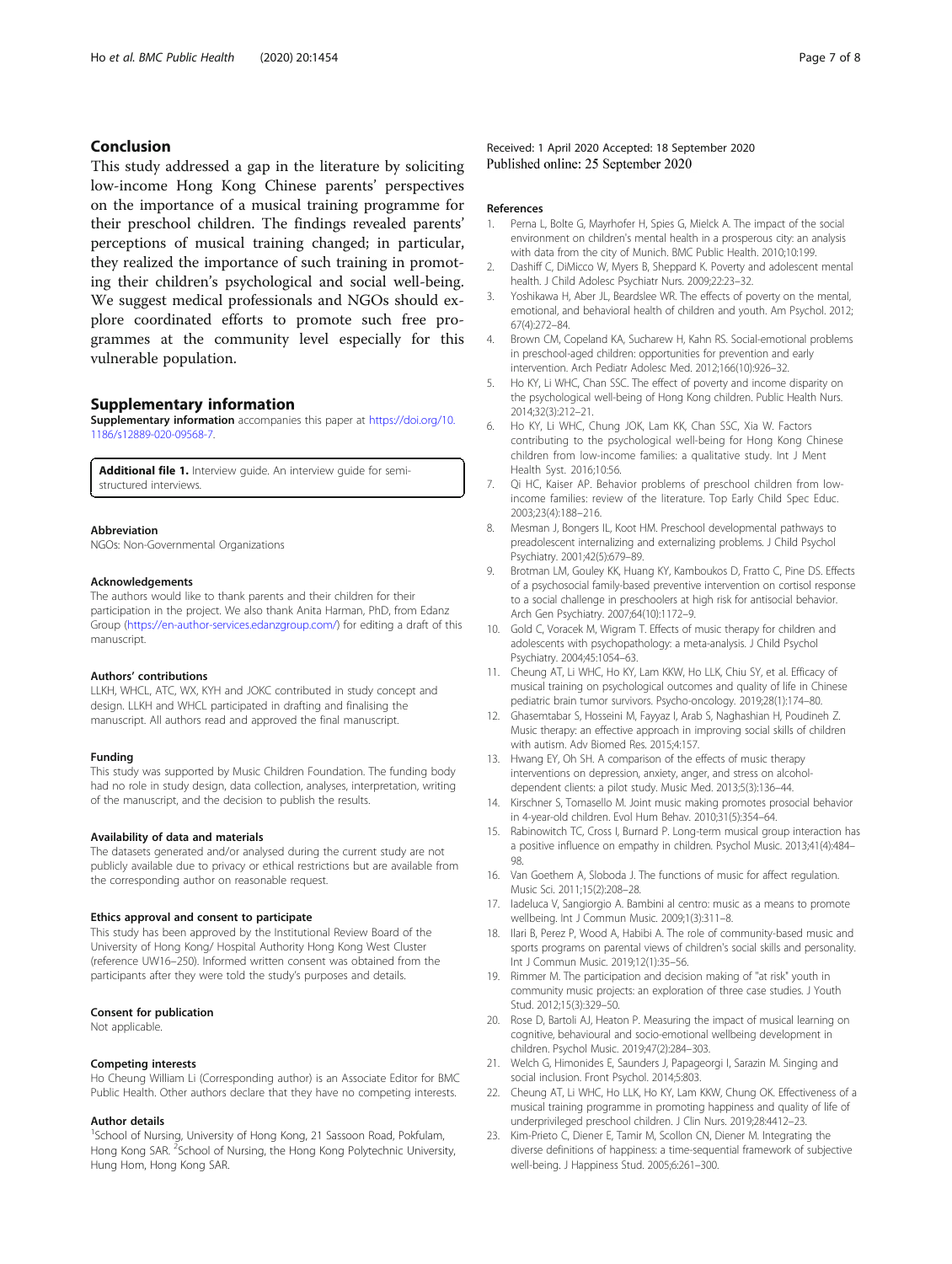## Conclusion

This study addressed a gap in the literature by soliciting low-income Hong Kong Chinese parents' perspectives on the importance of a musical training programme for their preschool children. The findings revealed parents' perceptions of musical training changed; in particular, they realized the importance of such training in promoting their children's psychological and social well-being. We suggest medical professionals and NGOs should explore coordinated efforts to promote such free programmes at the community level especially for this vulnerable population.

## Supplementary information

**Supplementary information** accompanies this paper at https://doi.org/10.1186/s12889-020-09568-7.

**Additional file 1.** Interview guide. An interview guide for semi-structured interviews.

#### Abbreviation

NGOs: Non-Governmental Organizations

#### Acknowledgements

The authors would like to thank parents and their children for their participation in the project. We also thank Anita Harman, PhD, from Edanz Group (https://en-author-services.edanzgroup.com/) for editing a draft of this manuscript.

#### Authors' contributions

LLKH, WHCL, ATC, WX, KYH and JOKC contributed in study concept and design. LLKH and WHCL participated in drafting and finalising the manuscript. All authors read and approved the final manuscript.

#### Funding

This study was supported by Music Children Foundation. The funding body had no role in study design, data collection, analyses, interpretation, writing of the manuscript, and the decision to publish the results.

#### Availability of data and materials

The datasets generated and/or analysed during the current study are not publicly available due to privacy or ethical restrictions but are available from the corresponding author on reasonable request.

#### Ethics approval and consent to participate

This study has been approved by the Institutional Review Board of the University of Hong Kong/ Hospital Authority Hong Kong West Cluster (reference UW16–250). Informed written consent was obtained from the participants after they were told the study's purposes and details.

#### Consent for publication

Not applicable.

#### Competing interests

Ho Cheung William Li (Corresponding author) is an Associate Editor for BMC Public Health. Other authors declare that they have no competing interests.

#### Author details

[1]School of Nursing, University of Hong Kong, 21 Sassoon Road, Pokfulam, Hong Kong SAR. [2]School of Nursing, the Hong Kong Polytechnic University, Hung Hom, Hong Kong SAR.

Received: 1 April 2020 Accepted: 18 September 2020
Published online: 25 September 2020

#### References

1. Perna L, Bolte G, Mayrhofer H, Spies G, Mielck A. The impact of the social environment on children's mental health in a prosperous city: an analysis with data from the city of Munich. BMC Public Health. 2010;10:199.
2. Dashiff C, DiMicco W, Myers B, Sheppard K. Poverty and adolescent mental health. J Child Adolesc Psychiatr Nurs. 2009;22:23–32.
3. Yoshikawa H, Aber JL, Beardslee WR. The effects of poverty on the mental, emotional, and behavioral health of children and youth. Am Psychol. 2012; 67(4):272–84.
4. Brown CM, Copeland KA, Sucharew H, Kahn RS. Social-emotional problems in preschool-aged children: opportunities for prevention and early intervention. Arch Pediatr Adolesc Med. 2012;166(10):926–32.
5. Ho KY, Li WHC, Chan SSC. The effect of poverty and income disparity on the psychological well-being of Hong Kong children. Public Health Nurs. 2014;32(3):212–21.
6. Ho KY, Li WHC, Chung JOK, Lam KK, Chan SSC, Xia W. Factors contributing to the psychological well-being for Hong Kong Chinese children from low-income families: a qualitative study. Int J Ment Health Syst. 2016;10:56.
7. Qi HC, Kaiser AP. Behavior problems of preschool children from low-income families: review of the literature. Top Early Child Spec Educ. 2003;23(4):188–216.
8. Mesman J, Bongers IL, Koot HM. Preschool developmental pathways to preadolescent internalizing and externalizing problems. J Child Psychol Psychiatry. 2001;42(5):679–89.
9. Brotman LM, Gouley KK, Huang KY, Kamboukos D, Fratto C, Pine DS. Effects of a psychosocial family-based preventive intervention on cortisol response to a social challenge in preschoolers at high risk for antisocial behavior. Arch Gen Psychiatry. 2007;64(10):1172–9.
10. Gold C, Voracek M, Wigram T. Effects of music therapy for children and adolescents with psychopathology: a meta-analysis. J Child Psychol Psychiatry. 2004;45:1054–63.
11. Cheung AT, Li WHC, Ho KY, Lam KKW, Ho LLK, Chiu SY, et al. Efficacy of musical training on psychological outcomes and quality of life in Chinese pediatric brain tumor survivors. Psycho-oncology. 2019;28(1):174–80.
12. Ghasemtabar S, Hosseini M, Fayyaz I, Arab S, Naghashian H, Poudineh Z. Music therapy: an effective approach in improving social skills of children with autism. Adv Biomed Res. 2015;4:157.
13. Hwang EY, Oh SH. A comparison of the effects of music therapy interventions on depression, anxiety, anger, and stress on alcohol-dependent clients: a pilot study. Music Med. 2013;5(3):136–44.
14. Kirschner S, Tomasello M. Joint music making promotes prosocial behavior in 4-year-old children. Evol Hum Behav. 2010;31(5):354–64.
15. Rabinowitch TC, Cross I, Burnard P. Long-term musical group interaction has a positive influence on empathy in children. Psychol Music. 2013;41(4):484–98.
16. Van Goethem A, Sloboda J. The functions of music for affect regulation. Music Sci. 2011;15(2):208–28.
17. Iadeluca V, Sangiorgio A. Bambini al centro: music as a means to promote wellbeing. Int J Commun Music. 2009;1(3):311–8.
18. Ilari B, Perez P, Wood A, Habibi A. The role of community-based music and sports programs on parental views of children's social skills and personality. Int J Commun Music. 2019;12(1):35–56.
19. Rimmer M. The participation and decision making of "at risk" youth in community music projects: an exploration of three case studies. J Youth Stud. 2012;15(3):329–50.
20. Rose D, Bartoli AJ, Heaton P. Measuring the impact of musical learning on cognitive, behavioural and socio-emotional wellbeing development in children. Psychol Music. 2019;47(2):284–303.
21. Welch G, Himonides E, Saunders J, Papageorgi I, Sarazin M. Singing and social inclusion. Front Psychol. 2014;5:803.
22. Cheung AT, Li WHC, Ho LLK, Ho KY, Lam KKW, Chung OK. Effectiveness of a musical training programme in promoting happiness and quality of life of underprivileged preschool children. J Clin Nurs. 2019;28:4412–23.
23. Kim-Prieto C, Diener E, Tamir M, Scollon CN, Diener M. Integrating the diverse definitions of happiness: a time-sequential framework of subjective well-being. J Happiness Stud. 2005;6:261–300.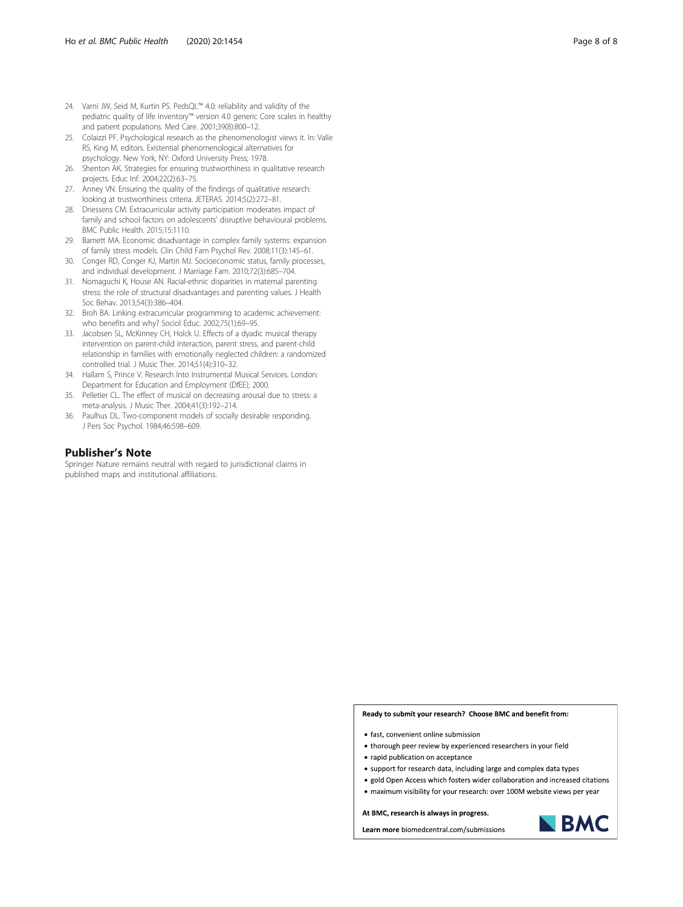24. Varni JW, Seid M, Kurtin PS. PedsQL™ 4.0: reliability and validity of the pediatric quality of life inventory™ version 4.0 generic Core scales in healthy and patient populations. Med Care. 2001;39(8):800–12.
25. Colaizzi PF. Psychological research as the phenomenologist views it. In: Valle RS, King M, editors. Existential phenomenological alternatives for psychology. New York, NY: Oxford University Press; 1978.
26. Shenton AK. Strategies for ensuring trustworthiness in qualitative research projects. Educ Inf. 2004;22(2):63–75.
27. Anney VN. Ensuring the quality of the findings of qualitative research: looking at trustworthiness criteria. JETERAS. 2014;5(2):272–81.
28. Driessens CM. Extracurricular activity participation moderates impact of family and school factors on adolescents' disruptive behavioural problems. BMC Public Health. 2015;15:1110.
29. Barnett MA. Economic disadvantage in complex family systems: expansion of family stress models. Clin Child Fam Psychol Rev. 2008;11(3):145–61.
30. Conger RD, Conger KJ, Martin MJ. Socioeconomic status, family processes, and individual development. J Marriage Fam. 2010;72(3):685–704.
31. Nomaguchi K, House AN. Racial-ethnic disparities in maternal parenting stress: the role of structural disadvantages and parenting values. J Health Soc Behav. 2013;54(3):386–404.
32. Broh BA. Linking extracurricular programming to academic achievement: who benefits and why? Sociol Educ. 2002;75(1):69–95.
33. Jacobsen SL, McKinney CH, Holck U. Effects of a dyadic musical therapy intervention on parent-child interaction, parent stress, and parent-child relationship in families with emotionally neglected children: a randomized controlled trial. J Music Ther. 2014;51(4):310–32.
34. Hallam S, Prince V. Research Into Instrumental Musical Services. London: Department for Education and Employment (DfEE); 2000.
35. Pelletier CL. The effect of musical on decreasing arousal due to stress: a meta-analysis. J Music Ther. 2004;41(3):192–214.
36. Paulhus DL. Two-component models of socially desirable responding. J Pers Soc Psychol. 1984;46:598–609.

## Publisher's Note

Springer Nature remains neutral with regard to jurisdictional claims in published maps and institutional affiliations.

**Ready to submit your research? Choose BMC and benefit from:**

- fast, convenient online submission
- thorough peer review by experienced researchers in your field
- rapid publication on acceptance
- support for research data, including large and complex data types
- gold Open Access which fosters wider collaboration and increased citations
- maximum visibility for your research: over 100M website views per year

**At BMC, research is always in progress.**

**Learn more** biomedcentral.com/submissions

BMC